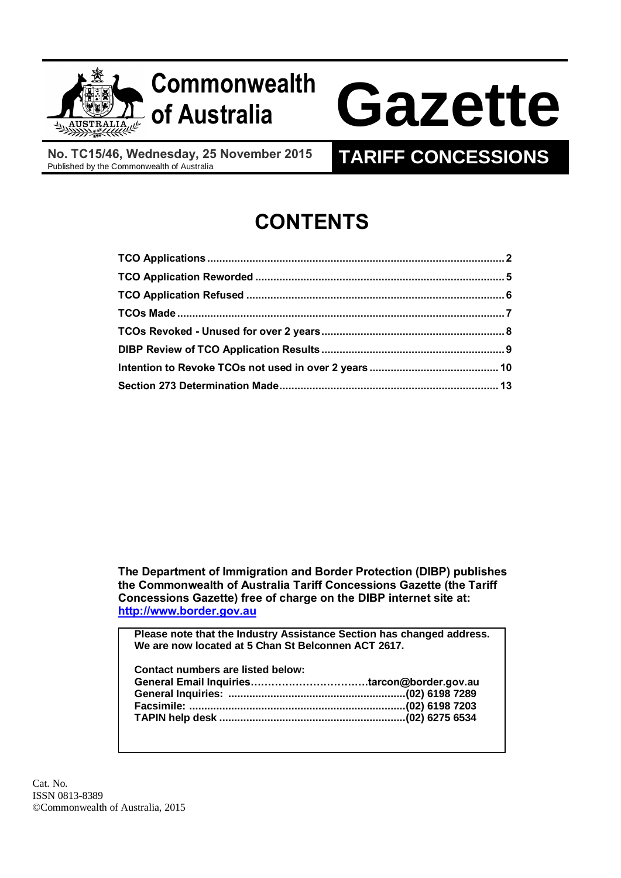# Commonwealth of Australia Gazette

**No. TC15/46, Wednesday, 25 November 2015**
Published by the Commonwealth of Australia

## TARIFF CONCESSIONS

# CONTENTS

**TCO Applications** .......... 2
**TCO Application Reworded** .......... 5
**TCO Application Refused** .......... 6
**TCOs Made** .......... 7
**TCOs Revoked - Unused for over 2 years** .......... 8
**DIBP Review of TCO Application Results** .......... 9
**Intention to Revoke TCOs not used in over 2 years** .......... 10
**Section 273 Determination Made** .......... 13

**The Department of Immigration and Border Protection (DIBP) publishes the Commonwealth of Australia Tariff Concessions Gazette (the Tariff Concessions Gazette) free of charge on the DIBP internet site at: [http://www.border.gov.au](http://www.border.gov.au)**

**Please note that the Industry Assistance Section has changed address. We are now located at 5 Chan St Belconnen ACT 2617.**

**Contact numbers are listed below:**
**General Email Inquiries……………………………tarcon@border.gov.au**
**General Inquiries: ..........(02) 6198 7289**
**Facsimile: ..........(02) 6198 7203**
**TAPIN help desk ..........(02) 6275 6534**

Cat. No.
ISSN 0813-8389
©Commonwealth of Australia, 2015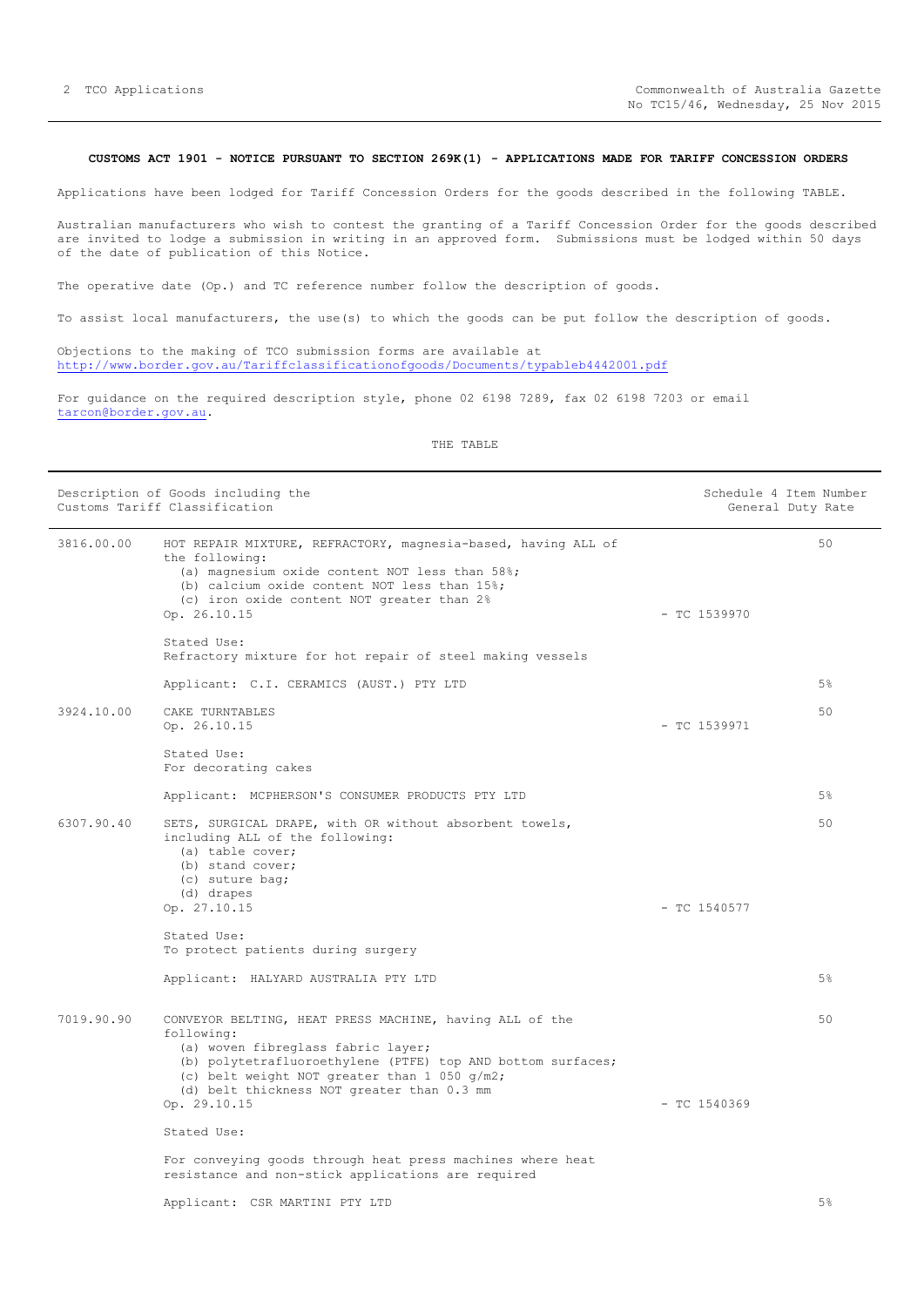**CUSTOMS ACT 1901 - NOTICE PURSUANT TO SECTION 269K(1) - APPLICATIONS MADE FOR TARIFF CONCESSION ORDERS**

Applications have been lodged for Tariff Concession Orders for the goods described in the following TABLE.

Australian manufacturers who wish to contest the granting of a Tariff Concession Order for the goods described are invited to lodge a submission in writing in an approved form. Submissions must be lodged within 50 days of the date of publication of this Notice.

The operative date (Op.) and TC reference number follow the description of goods.

To assist local manufacturers, the use(s) to which the goods can be put follow the description of goods.

Objections to the making of TCO submission forms are available at http://www.border.gov.au/Tariffclassificationofgoods/Documents/typableb4442001.pdf

For guidance on the required description style, phone 02 6198 7289, fax 02 6198 7203 or email tarcon@border.gov.au.

THE TABLE

| Customs Tariff Classification | Description of Goods | TC Number | Schedule 4 Item Number / General Duty Rate |
|---|---|---|---|
| 3816.00.00 | HOT REPAIR MIXTURE, REFRACTORY, magnesia-based, having ALL of the following:<br>(a) magnesium oxide content NOT less than 58%;<br>(b) calcium oxide content NOT less than 15%;<br>(c) iron oxide content NOT greater than 2%<br>Op. 26.10.15<br><br>Stated Use:<br>Refractory mixture for hot repair of steel making vessels<br><br>Applicant: C.I. CERAMICS (AUST.) PTY LTD | - TC 1539970 | 50<br><br>5% |
| 3924.10.00 | CAKE TURNTABLES<br>Op. 26.10.15<br><br>Stated Use:<br>For decorating cakes<br><br>Applicant: MCPHERSON'S CONSUMER PRODUCTS PTY LTD | - TC 1539971 | 50<br><br>5% |
| 6307.90.40 | SETS, SURGICAL DRAPE, with OR without absorbent towels, including ALL of the following:<br>(a) table cover;<br>(b) stand cover;<br>(c) suture bag;<br>(d) drapes<br>Op. 27.10.15<br><br>Stated Use:<br>To protect patients during surgery<br><br>Applicant: HALYARD AUSTRALIA PTY LTD | - TC 1540577 | 50<br><br>5% |
| 7019.90.90 | CONVEYOR BELTING, HEAT PRESS MACHINE, having ALL of the following:<br>(a) woven fibreglass fabric layer;<br>(b) polytetrafluoroethylene (PTFE) top AND bottom surfaces;<br>(c) belt weight NOT greater than 1 050 g/m2;<br>(d) belt thickness NOT greater than 0.3 mm<br>Op. 29.10.15<br><br>Stated Use:<br>For conveying goods through heat press machines where heat resistance and non-stick applications are required<br><br>Applicant: CSR MARTINI PTY LTD | - TC 1540369 | 50<br><br>5% |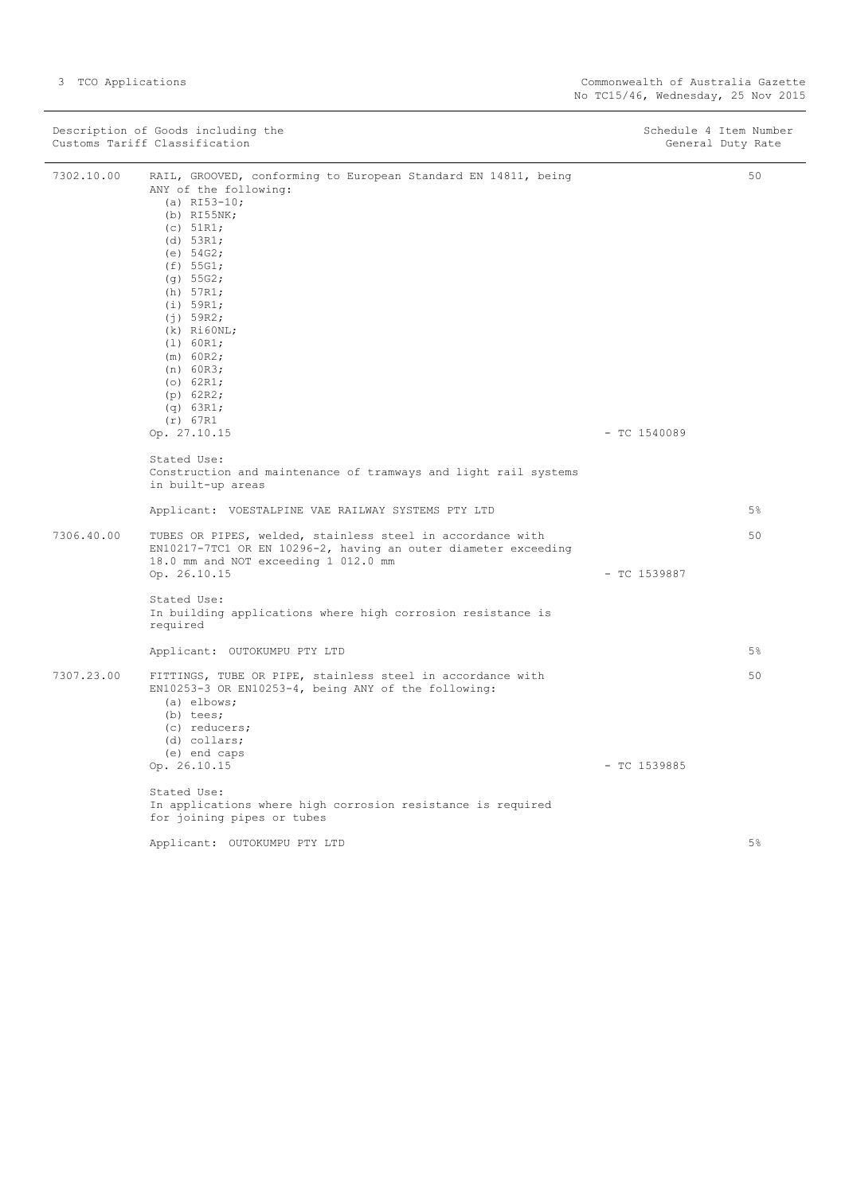| Description of Goods including the Customs Tariff Classification | | Schedule 4 Item Number | General Duty Rate |
|---|---|---|---|
| 7302.10.00 | RAIL, GROOVED, conforming to European Standard EN 14811, being ANY of the following:<br>(a) RI53-10;<br>(b) RI55NK;<br>(c) 51R1;<br>(d) 53R1;<br>(e) 54G2;<br>(f) 55G1;<br>(g) 55G2;<br>(h) 57R1;<br>(i) 59R1;<br>(j) 59R2;<br>(k) Ri60NL;<br>(l) 60R1;<br>(m) 60R2;<br>(n) 60R3;<br>(o) 62R1;<br>(p) 62R2;<br>(q) 63R1;<br>(r) 67R1<br>Op. 27.10.15<br><br>Stated Use:<br>Construction and maintenance of tramways and light rail systems in built-up areas<br><br>Applicant: VOESTALPINE VAE RAILWAY SYSTEMS PTY LTD | - TC 1540089 | 50<br><br>5% |
| 7306.40.00 | TUBES OR PIPES, welded, stainless steel in accordance with EN10217-7TC1 OR EN 10296-2, having an outer diameter exceeding 18.0 mm and NOT exceeding 1 012.0 mm<br>Op. 26.10.15<br><br>Stated Use:<br>In building applications where high corrosion resistance is required<br><br>Applicant: OUTOKUMPU PTY LTD | - TC 1539887 | 50<br><br>5% |
| 7307.23.00 | FITTINGS, TUBE OR PIPE, stainless steel in accordance with EN10253-3 OR EN10253-4, being ANY of the following:<br>(a) elbows;<br>(b) tees;<br>(c) reducers;<br>(d) collars;<br>(e) end caps<br>Op. 26.10.15<br><br>Stated Use:<br>In applications where high corrosion resistance is required for joining pipes or tubes<br><br>Applicant: OUTOKUMPU PTY LTD | - TC 1539885 | 50<br><br>5% |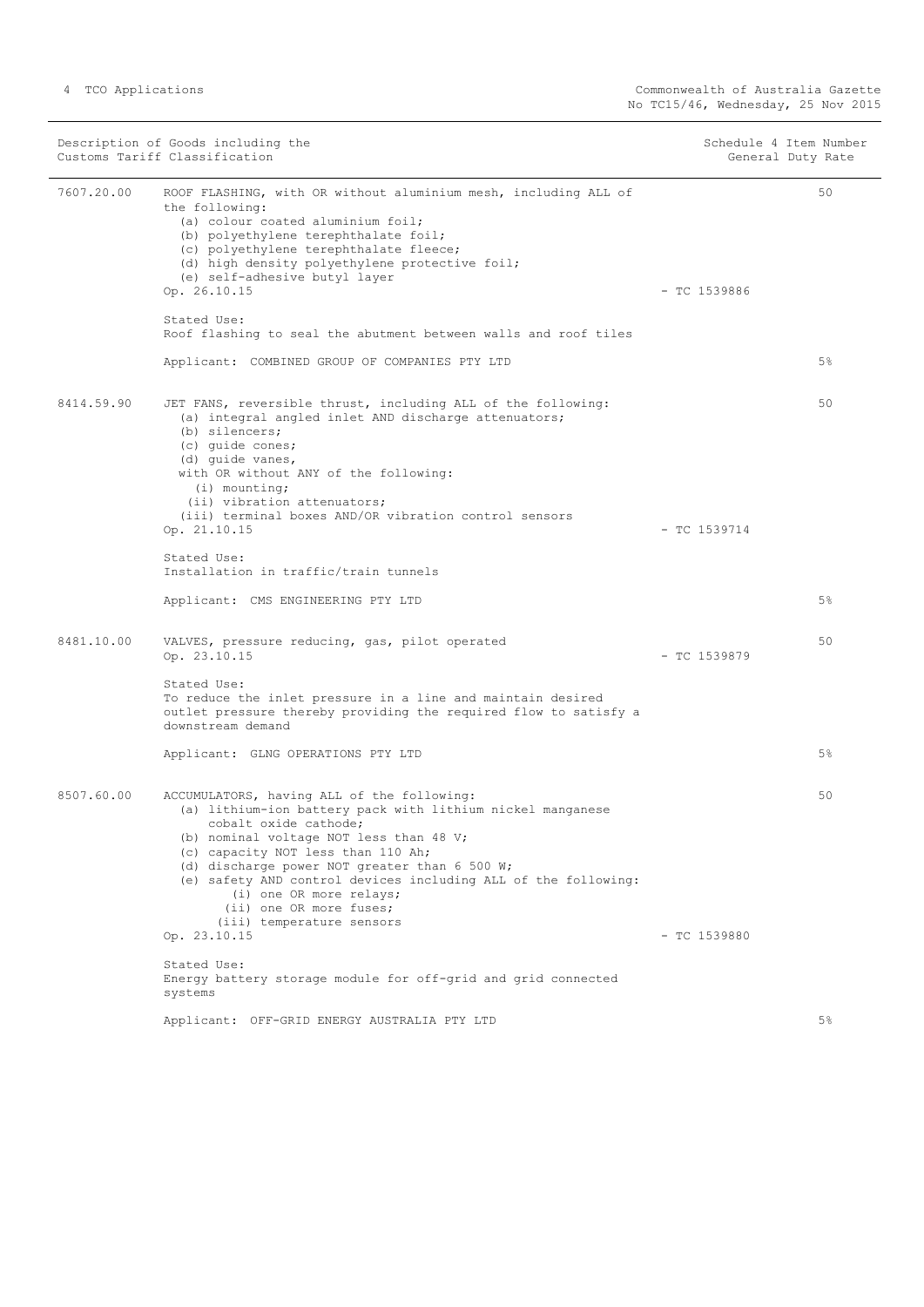| Description of Goods including the Customs Tariff Classification | | Schedule 4 Item Number | General Duty Rate |
|---|---|---|---|
| 7607.20.00 | ROOF FLASHING, with OR without aluminium mesh, including ALL of the following:<br>(a) colour coated aluminium foil;<br>(b) polyethylene terephthalate foil;<br>(c) polyethylene terephthalate fleece;<br>(d) high density polyethylene protective foil;<br>(e) self-adhesive butyl layer<br>Op. 26.10.15<br><br>Stated Use:<br>Roof flashing to seal the abutment between walls and roof tiles<br><br>Applicant: COMBINED GROUP OF COMPANIES PTY LTD | - TC 1539886 | 50<br><br>5% |
| 8414.59.90 | JET FANS, reversible thrust, including ALL of the following:<br>(a) integral angled inlet AND discharge attenuators;<br>(b) silencers;<br>(c) guide cones;<br>(d) guide vanes,<br>with OR without ANY of the following:<br>(i) mounting;<br>(ii) vibration attenuators;<br>(iii) terminal boxes AND/OR vibration control sensors<br>Op. 21.10.15<br><br>Stated Use:<br>Installation in traffic/train tunnels<br><br>Applicant: CMS ENGINEERING PTY LTD | - TC 1539714 | 50<br><br>5% |
| 8481.10.00 | VALVES, pressure reducing, gas, pilot operated<br>Op. 23.10.15<br><br>Stated Use:<br>To reduce the inlet pressure in a line and maintain desired outlet pressure thereby providing the required flow to satisfy a downstream demand<br><br>Applicant: GLNG OPERATIONS PTY LTD | - TC 1539879 | 50<br><br>5% |
| 8507.60.00 | ACCUMULATORS, having ALL of the following:<br>(a) lithium-ion battery pack with lithium nickel manganese cobalt oxide cathode;<br>(b) nominal voltage NOT less than 48 V;<br>(c) capacity NOT less than 110 Ah;<br>(d) discharge power NOT greater than 6 500 W;<br>(e) safety AND control devices including ALL of the following:<br>(i) one OR more relays;<br>(ii) one OR more fuses;<br>(iii) temperature sensors<br>Op. 23.10.15<br><br>Stated Use:<br>Energy battery storage module for off-grid and grid connected systems<br><br>Applicant: OFF-GRID ENERGY AUSTRALIA PTY LTD | - TC 1539880 | 50<br><br>5% |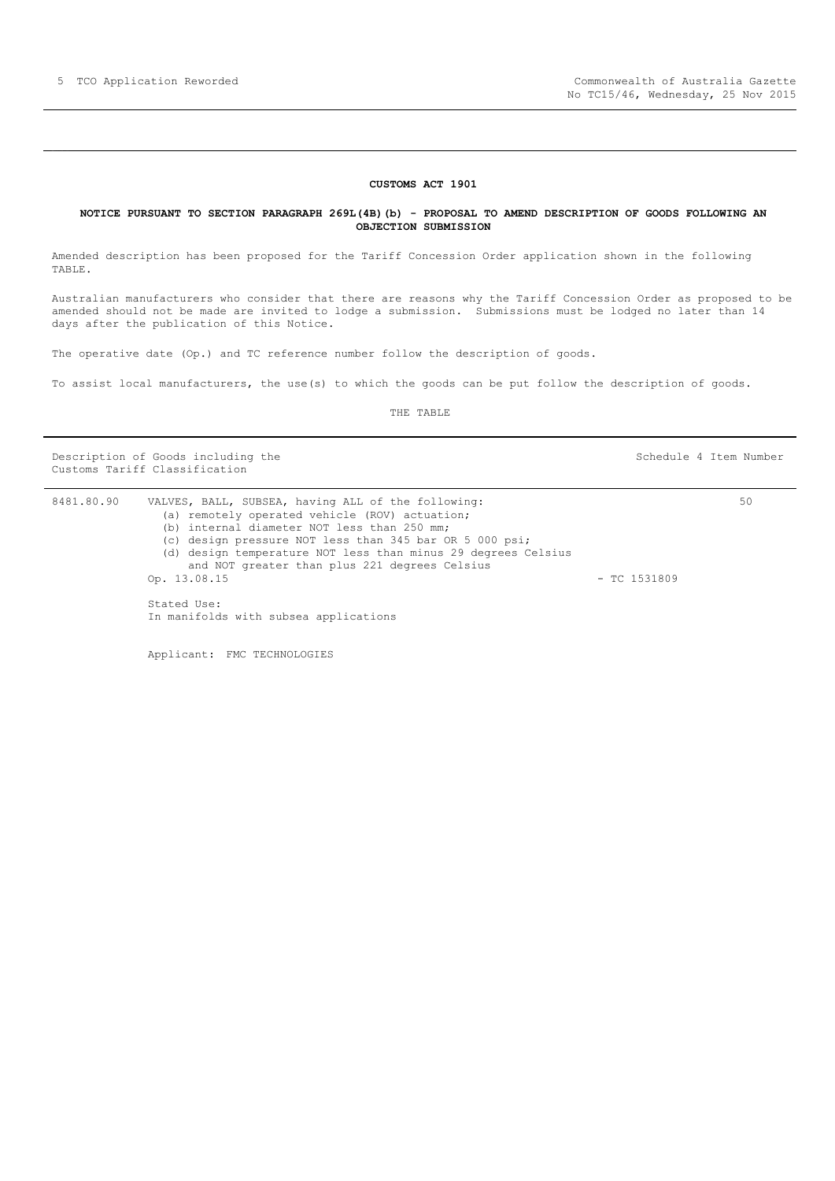## CUSTOMS ACT 1901

### NOTICE PURSUANT TO SECTION PARAGRAPH 269L(4B)(b) - PROPOSAL TO AMEND DESCRIPTION OF GOODS FOLLOWING AN OBJECTION SUBMISSION

Amended description has been proposed for the Tariff Concession Order application shown in the following TABLE.

Australian manufacturers who consider that there are reasons why the Tariff Concession Order as proposed to be amended should not be made are invited to lodge a submission. Submissions must be lodged no later than 14 days after the publication of this Notice.

The operative date (Op.) and TC reference number follow the description of goods.

To assist local manufacturers, the use(s) to which the goods can be put follow the description of goods.

THE TABLE

| Description of Goods including the Customs Tariff Classification | | | Schedule 4 Item Number |
|---|---|---|---|
| 8481.80.90 | VALVES, BALL, SUBSEA, having ALL of the following:<br>(a) remotely operated vehicle (ROV) actuation;<br>(b) internal diameter NOT less than 250 mm;<br>(c) design pressure NOT less than 345 bar OR 5 000 psi;<br>(d) design temperature NOT less than minus 29 degrees Celsius and NOT greater than plus 221 degrees Celsius<br>Op. 13.08.15<br><br>Stated Use:<br>In manifolds with subsea applications<br><br>Applicant: FMC TECHNOLOGIES | - TC 1531809 | 50 |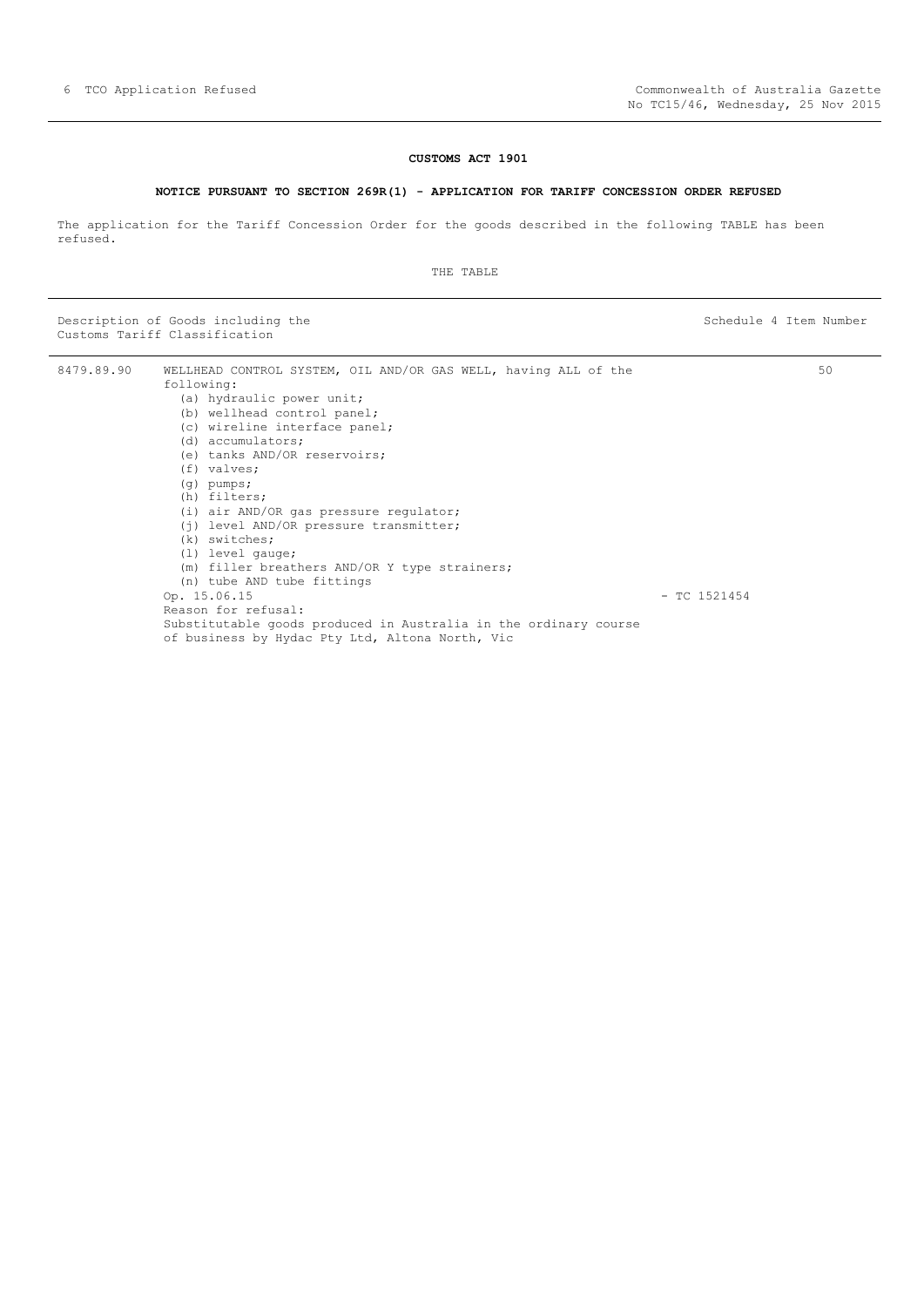**CUSTOMS ACT 1901**

**NOTICE PURSUANT TO SECTION 269R(1) - APPLICATION FOR TARIFF CONCESSION ORDER REFUSED**

The application for the Tariff Concession Order for the goods described in the following TABLE has been refused.

THE TABLE

| Description of Goods including the Customs Tariff Classification | | | Schedule 4 Item Number |
|---|---|---|---|
| 8479.89.90 | WELLHEAD CONTROL SYSTEM, OIL AND/OR GAS WELL, having ALL of the following:<br>(a) hydraulic power unit;<br>(b) wellhead control panel;<br>(c) wireline interface panel;<br>(d) accumulators;<br>(e) tanks AND/OR reservoirs;<br>(f) valves;<br>(g) pumps;<br>(h) filters;<br>(i) air AND/OR gas pressure regulator;<br>(j) level AND/OR pressure transmitter;<br>(k) switches;<br>(l) level gauge;<br>(m) filler breathers AND/OR Y type strainers;<br>(n) tube AND tube fittings<br>Op. 15.06.15<br>Reason for refusal:<br>Substitutable goods produced in Australia in the ordinary course of business by Hydac Pty Ltd, Altona North, Vic | - TC 1521454 | 50 |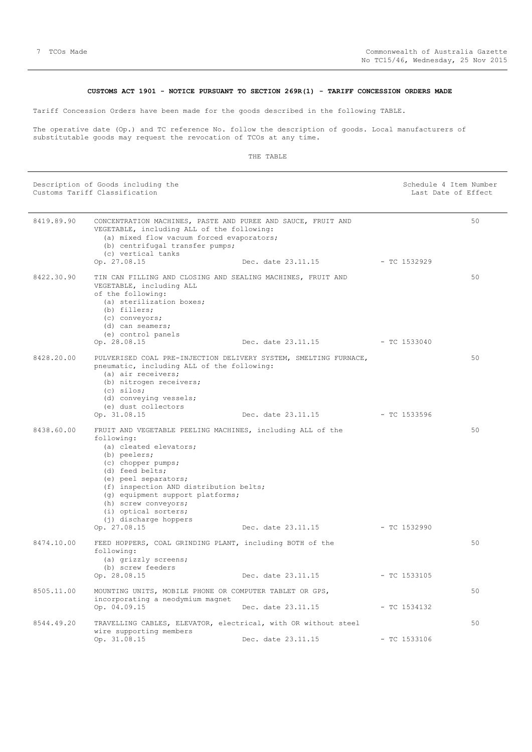**CUSTOMS ACT 1901 - NOTICE PURSUANT TO SECTION 269R(1) - TARIFF CONCESSION ORDERS MADE**

Tariff Concession Orders have been made for the goods described in the following TABLE.

The operative date (Op.) and TC reference No. follow the description of goods. Local manufacturers of substitutable goods may request the revocation of TCOs at any time.

THE TABLE

| | Description of Goods including the Customs Tariff Classification | | | Schedule 4 Item Number Last Date of Effect |
|---|---|---|---|---|
| 8419.89.90 | CONCENTRATION MACHINES, PASTE AND PUREE AND SAUCE, FRUIT AND VEGETABLE, including ALL of the following:<br>(a) mixed flow vacuum forced evaporators;<br>(b) centrifugal transfer pumps;<br>(c) vertical tanks<br>Op. 27.08.15 | Dec. date 23.11.15 | - TC 1532929 | 50 |
| 8422.30.90 | TIN CAN FILLING AND CLOSING AND SEALING MACHINES, FRUIT AND VEGETABLE, including ALL of the following:<br>(a) sterilization boxes;<br>(b) fillers;<br>(c) conveyors;<br>(d) can seamers;<br>(e) control panels<br>Op. 28.08.15 | Dec. date 23.11.15 | - TC 1533040 | 50 |
| 8428.20.00 | PULVERISED COAL PRE-INJECTION DELIVERY SYSTEM, SMELTING FURNACE, pneumatic, including ALL of the following:<br>(a) air receivers;<br>(b) nitrogen receivers;<br>(c) silos;<br>(d) conveying vessels;<br>(e) dust collectors<br>Op. 31.08.15 | Dec. date 23.11.15 | - TC 1533596 | 50 |
| 8438.60.00 | FRUIT AND VEGETABLE PEELING MACHINES, including ALL of the following:<br>(a) cleated elevators;<br>(b) peelers;<br>(c) chopper pumps;<br>(d) feed belts;<br>(e) peel separators;<br>(f) inspection AND distribution belts;<br>(g) equipment support platforms;<br>(h) screw conveyors;<br>(i) optical sorters;<br>(j) discharge hoppers<br>Op. 27.08.15 | Dec. date 23.11.15 | - TC 1532990 | 50 |
| 8474.10.00 | FEED HOPPERS, COAL GRINDING PLANT, including BOTH of the following:<br>(a) grizzly screens;<br>(b) screw feeders<br>Op. 28.08.15 | Dec. date 23.11.15 | - TC 1533105 | 50 |
| 8505.11.00 | MOUNTING UNITS, MOBILE PHONE OR COMPUTER TABLET OR GPS, incorporating a neodymium magnet<br>Op. 04.09.15 | Dec. date 23.11.15 | - TC 1534132 | 50 |
| 8544.49.20 | TRAVELLING CABLES, ELEVATOR, electrical, with OR without steel wire supporting members<br>Op. 31.08.15 | Dec. date 23.11.15 | - TC 1533106 | 50 |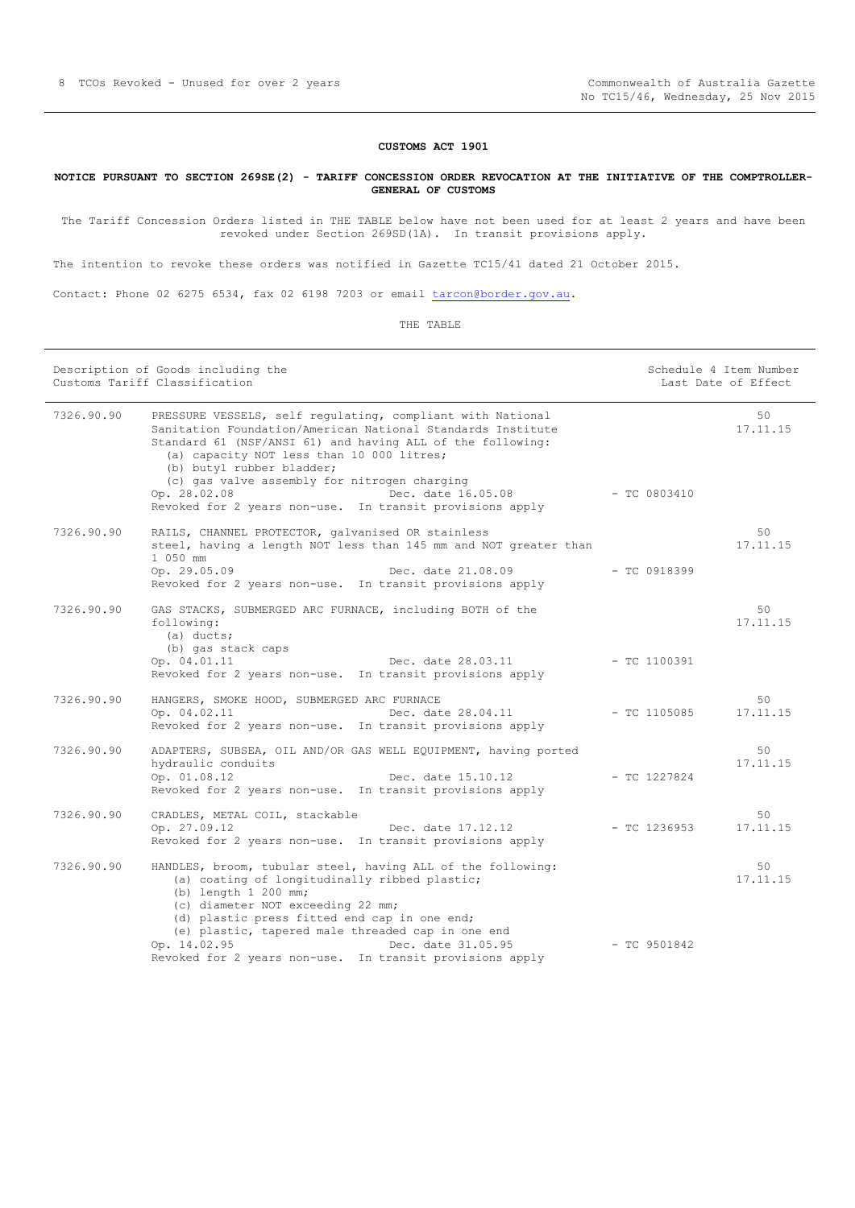**CUSTOMS ACT 1901**

**NOTICE PURSUANT TO SECTION 269SE(2) - TARIFF CONCESSION ORDER REVOCATION AT THE INITIATIVE OF THE COMPTROLLER-GENERAL OF CUSTOMS**

The Tariff Concession Orders listed in THE TABLE below have not been used for at least 2 years and have been revoked under Section 269SD(1A). In transit provisions apply.

The intention to revoke these orders was notified in Gazette TC15/41 dated 21 October 2015.

Contact: Phone 02 6275 6534, fax 02 6198 7203 or email tarcon@border.gov.au.

THE TABLE

| Customs Tariff Classification | Description of Goods | TC Number | Schedule 4 Item Number / Last Date of Effect |
|---|---|---|---|
| 7326.90.90 | PRESSURE VESSELS, self regulating, compliant with National Sanitation Foundation/American National Standards Institute Standard 61 (NSF/ANSI 61) and having ALL of the following: (a) capacity NOT less than 10 000 litres; (b) butyl rubber bladder; (c) gas valve assembly for nitrogen charging<br>Op. 28.02.08 Dec. date 16.05.08<br>Revoked for 2 years non-use. In transit provisions apply | TC 0803410 | 50<br>17.11.15 |
| 7326.90.90 | RAILS, CHANNEL PROTECTOR, galvanised OR stainless steel, having a length NOT less than 145 mm and NOT greater than 1 050 mm<br>Op. 29.05.09 Dec. date 21.08.09<br>Revoked for 2 years non-use. In transit provisions apply | TC 0918399 | 50<br>17.11.15 |
| 7326.90.90 | GAS STACKS, SUBMERGED ARC FURNACE, including BOTH of the following: (a) ducts; (b) gas stack caps<br>Op. 04.01.11 Dec. date 28.03.11<br>Revoked for 2 years non-use. In transit provisions apply | TC 1100391 | 50<br>17.11.15 |
| 7326.90.90 | HANGERS, SMOKE HOOD, SUBMERGED ARC FURNACE<br>Op. 04.02.11 Dec. date 28.04.11<br>Revoked for 2 years non-use. In transit provisions apply | TC 1105085 | 50<br>17.11.15 |
| 7326.90.90 | ADAPTERS, SUBSEA, OIL AND/OR GAS WELL EQUIPMENT, having ported hydraulic conduits<br>Op. 01.08.12 Dec. date 15.10.12<br>Revoked for 2 years non-use. In transit provisions apply | TC 1227824 | 50<br>17.11.15 |
| 7326.90.90 | CRADLES, METAL COIL, stackable<br>Op. 27.09.12 Dec. date 17.12.12<br>Revoked for 2 years non-use. In transit provisions apply | TC 1236953 | 50<br>17.11.15 |
| 7326.90.90 | HANDLES, broom, tubular steel, having ALL of the following: (a) coating of longitudinally ribbed plastic; (b) length 1 200 mm; (c) diameter NOT exceeding 22 mm; (d) plastic press fitted end cap in one end; (e) plastic, tapered male threaded cap in one end<br>Op. 14.02.95 Dec. date 31.05.95<br>Revoked for 2 years non-use. In transit provisions apply | TC 9501842 | 50<br>17.11.15 |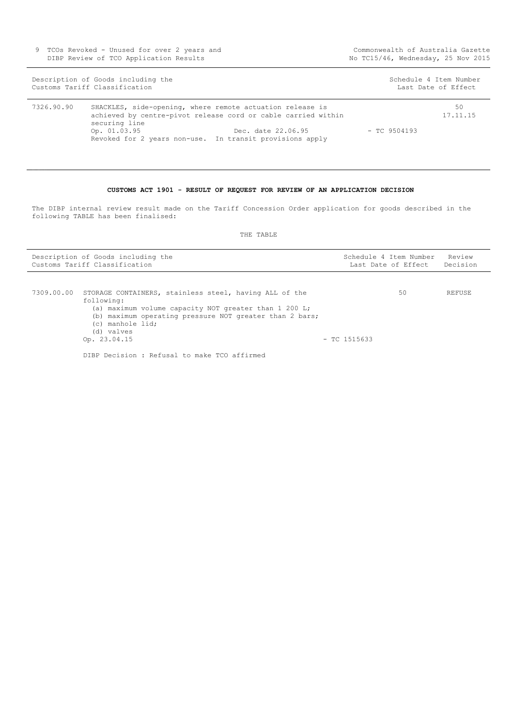| Description of Goods including the Customs Tariff Classification | | | Schedule 4 Item Number Last Date of Effect |
|---|---|---|---|
| 7326.90.90 | SHACKLES, side-opening, where remote actuation release is achieved by centre-pivot release cord or cable carried within securing line<br>Op. 01.03.95 Dec. date 22.06.95<br>Revoked for 2 years non-use. In transit provisions apply | - TC 9504193 | 50<br>17.11.15 |

**CUSTOMS ACT 1901 - RESULT OF REQUEST FOR REVIEW OF AN APPLICATION DECISION**

The DIBP internal review result made on the Tariff Concession Order application for goods described in the following TABLE has been finalised:

THE TABLE

| Description of Goods including the Customs Tariff Classification | | | Schedule 4 Item Number Last Date of Effect | Review Decision |
|---|---|---|---|---|
| 7309.00.00 | STORAGE CONTAINERS, stainless steel, having ALL of the following:<br>(a) maximum volume capacity NOT greater than 1 200 L;<br>(b) maximum operating pressure NOT greater than 2 bars;<br>(c) manhole lid;<br>(d) valves<br>Op. 23.04.15<br><br>DIBP Decision : Refusal to make TCO affirmed | - TC 1515633 | 50 | REFUSE |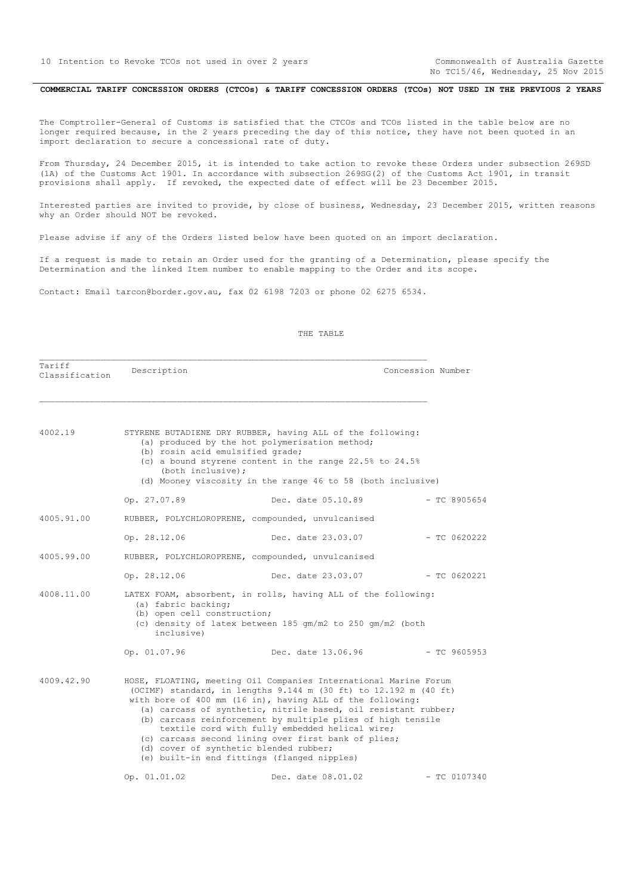**COMMERCIAL TARIFF CONCESSION ORDERS (CTCOs) & TARIFF CONCESSION ORDERS (TCOs) NOT USED IN THE PREVIOUS 2 YEARS**

The Comptroller-General of Customs is satisfied that the CTCOs and TCOs listed in the table below are no longer required because, in the 2 years preceding the day of this notice, they have not been quoted in an import declaration to secure a concessional rate of duty.

From Thursday, 24 December 2015, it is intended to take action to revoke these Orders under subsection 269SD (1A) of the Customs Act 1901. In accordance with subsection 269SG(2) of the Customs Act 1901, in transit provisions shall apply. If revoked, the expected date of effect will be 23 December 2015.

Interested parties are invited to provide, by close of business, Wednesday, 23 December 2015, written reasons why an Order should NOT be revoked.

Please advise if any of the Orders listed below have been quoted on an import declaration.

If a request is made to retain an Order used for the granting of a Determination, please specify the Determination and the linked Item number to enable mapping to the Order and its scope.

Contact: Email tarcon@border.gov.au, fax 02 6198 7203 or phone 02 6275 6534.

THE TABLE

| Tariff Classification | Description | Concession Number |
|---|---|---|
| 4002.19 | STYRENE BUTADIENE DRY RUBBER, having ALL of the following:<br>(a) produced by the hot polymerisation method;<br>(b) rosin acid emulsified grade;<br>(c) a bound styrene content in the range 22.5% to 24.5% (both inclusive);<br>(d) Mooney viscosity in the range 46 to 58 (both inclusive) | |
| | Op. 27.07.89 Dec. date 05.10.89 | - TC 8905654 |
| 4005.91.00 | RUBBER, POLYCHLOROPRENE, compounded, unvulcanised | |
| | Op. 28.12.06 Dec. date 23.03.07 | - TC 0620222 |
| 4005.99.00 | RUBBER, POLYCHLOROPRENE, compounded, unvulcanised | |
| | Op. 28.12.06 Dec. date 23.03.07 | - TC 0620221 |
| 4008.11.00 | LATEX FOAM, absorbent, in rolls, having ALL of the following:<br>(a) fabric backing;<br>(b) open cell construction;<br>(c) density of latex between 185 gm/m2 to 250 gm/m2 (both inclusive) | |
| | Op. 01.07.96 Dec. date 13.06.96 | - TC 9605953 |
| 4009.42.90 | HOSE, FLOATING, meeting Oil Companies International Marine Forum (OCIMF) standard, in lengths 9.144 m (30 ft) to 12.192 m (40 ft) with bore of 400 mm (16 in), having ALL of the following:<br>(a) carcass of synthetic, nitrile based, oil resistant rubber;<br>(b) carcass reinforcement by multiple plies of high tensile textile cord with fully embedded helical wire;<br>(c) carcass second lining over first bank of plies;<br>(d) cover of synthetic blended rubber;<br>(e) built-in end fittings (flanged nipples) | |
| | Op. 01.01.02 Dec. date 08.01.02 | - TC 0107340 |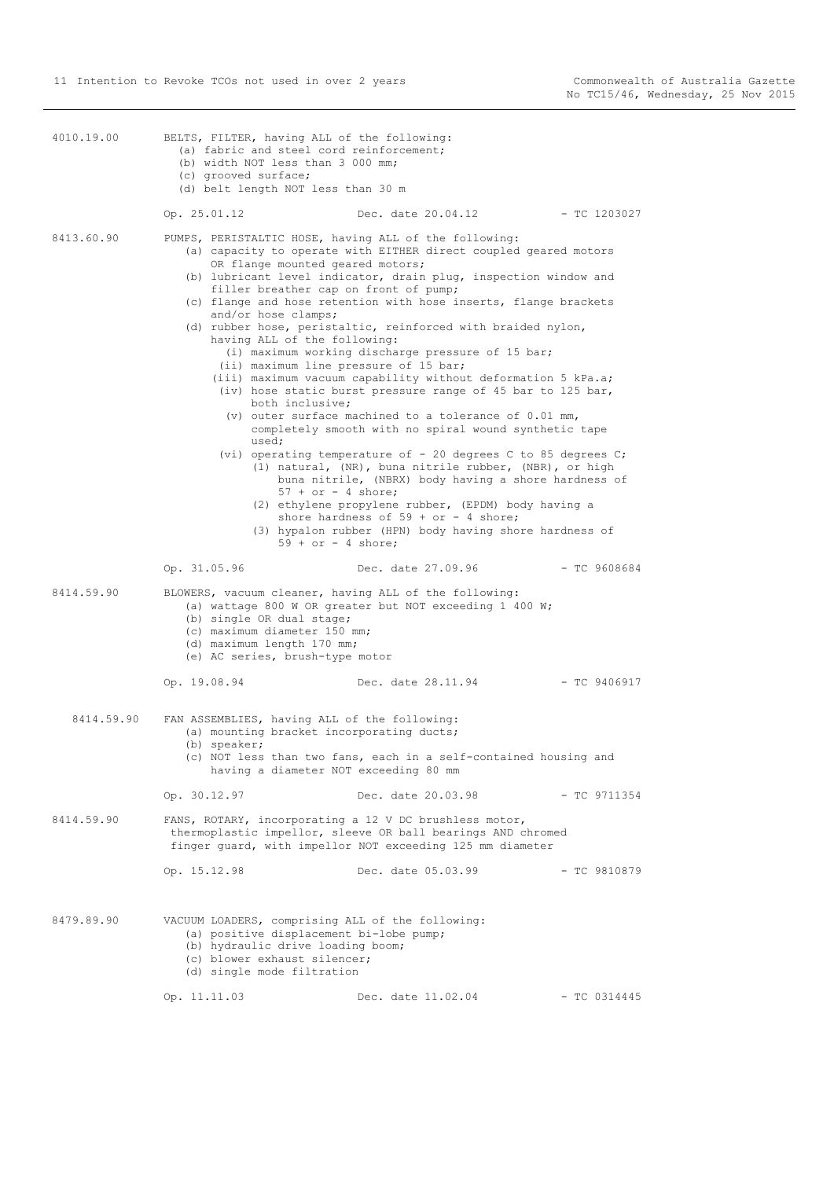4010.19.00 BELTS, FILTER, having ALL of the following:
- (a) fabric and steel cord reinforcement;
- (b) width NOT less than 3 000 mm;
- (c) grooved surface;
- (d) belt length NOT less than 30 m

Op. 25.01.12 Dec. date 20.04.12 - TC 1203027

8413.60.90 PUMPS, PERISTALTIC HOSE, having ALL of the following:
- (a) capacity to operate with EITHER direct coupled geared motors OR flange mounted geared motors;
- (b) lubricant level indicator, drain plug, inspection window and filler breather cap on front of pump;
- (c) flange and hose retention with hose inserts, flange brackets and/or hose clamps;
- (d) rubber hose, peristaltic, reinforced with braided nylon, having ALL of the following:
  - (i) maximum working discharge pressure of 15 bar;
  - (ii) maximum line pressure of 15 bar;
  - (iii) maximum vacuum capability without deformation 5 kPa.a;
  - (iv) hose static burst pressure range of 45 bar to 125 bar, both inclusive;
  - (v) outer surface machined to a tolerance of 0.01 mm, completely smooth with no spiral wound synthetic tape used;
  - (vi) operating temperature of - 20 degrees C to 85 degrees C;
    - (1) natural, (NR), buna nitrile rubber, (NBR), or high buna nitrile, (NBRX) body having a shore hardness of 57 + or - 4 shore;
    - (2) ethylene propylene rubber, (EPDM) body having a shore hardness of 59 + or - 4 shore;
    - (3) hypalon rubber (HPN) body having shore hardness of 59 + or - 4 shore;

Op. 31.05.96 Dec. date 27.09.96 - TC 9608684

8414.59.90 BLOWERS, vacuum cleaner, having ALL of the following:
- (a) wattage 800 W OR greater but NOT exceeding 1 400 W;
- (b) single OR dual stage;
- (c) maximum diameter 150 mm;
- (d) maximum length 170 mm;
- (e) AC series, brush-type motor

Op. 19.08.94 Dec. date 28.11.94 - TC 9406917

8414.59.90 FAN ASSEMBLIES, having ALL of the following:
- (a) mounting bracket incorporating ducts;
- (b) speaker;
- (c) NOT less than two fans, each in a self-contained housing and having a diameter NOT exceeding 80 mm

Op. 30.12.97 Dec. date 20.03.98 - TC 9711354

8414.59.90 FANS, ROTARY, incorporating a 12 V DC brushless motor, thermoplastic impellor, sleeve OR ball bearings AND chromed finger guard, with impellor NOT exceeding 125 mm diameter

Op. 15.12.98 Dec. date 05.03.99 - TC 9810879

8479.89.90 VACUUM LOADERS, comprising ALL of the following:
- (a) positive displacement bi-lobe pump;
- (b) hydraulic drive loading boom;
- (c) blower exhaust silencer;
- (d) single mode filtration

Op. 11.11.03 Dec. date 11.02.04 - TC 0314445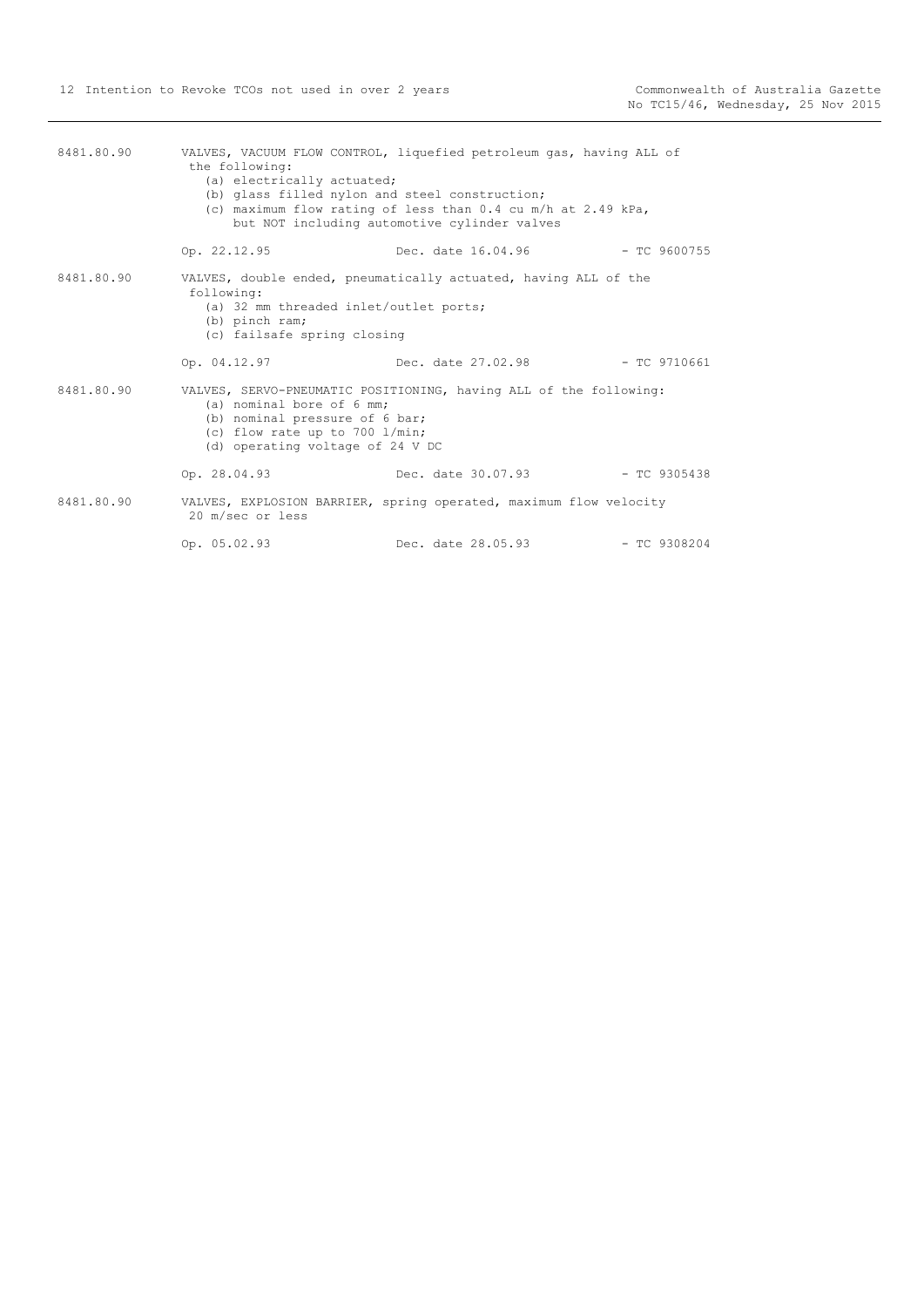8481.80.90 VALVES, VACUUM FLOW CONTROL, liquefied petroleum gas, having ALL of the following:
(a) electrically actuated;
(b) glass filled nylon and steel construction;
(c) maximum flow rating of less than 0.4 cu m/h at 2.49 kPa,
but NOT including automotive cylinder valves

Op. 22.12.95 Dec. date 16.04.96 - TC 9600755

8481.80.90 VALVES, double ended, pneumatically actuated, having ALL of the following:
(a) 32 mm threaded inlet/outlet ports;
(b) pinch ram;
(c) failsafe spring closing

Op. 04.12.97 Dec. date 27.02.98 - TC 9710661

8481.80.90 VALVES, SERVO-PNEUMATIC POSITIONING, having ALL of the following:
(a) nominal bore of 6 mm;
(b) nominal pressure of 6 bar;
(c) flow rate up to 700 l/min;
(d) operating voltage of 24 V DC

Op. 28.04.93 Dec. date 30.07.93 - TC 9305438

8481.80.90 VALVES, EXPLOSION BARRIER, spring operated, maximum flow velocity 20 m/sec or less

Op. 05.02.93 Dec. date 28.05.93 - TC 9308204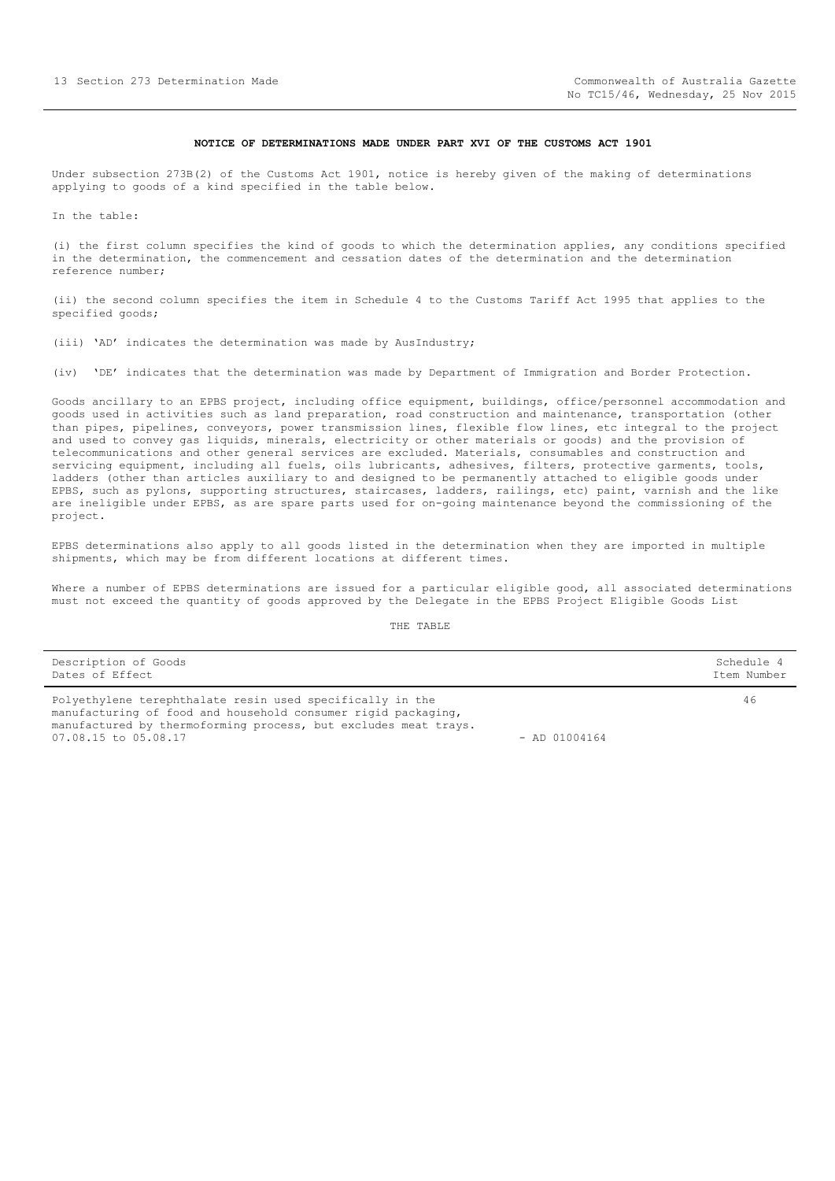## NOTICE OF DETERMINATIONS MADE UNDER PART XVI OF THE CUSTOMS ACT 1901

Under subsection 273B(2) of the Customs Act 1901, notice is hereby given of the making of determinations applying to goods of a kind specified in the table below.

In the table:

(i) the first column specifies the kind of goods to which the determination applies, any conditions specified in the determination, the commencement and cessation dates of the determination and the determination reference number;

(ii) the second column specifies the item in Schedule 4 to the Customs Tariff Act 1995 that applies to the specified goods;

(iii) 'AD' indicates the determination was made by AusIndustry;

(iv) 'DE' indicates that the determination was made by Department of Immigration and Border Protection.

Goods ancillary to an EPBS project, including office equipment, buildings, office/personnel accommodation and goods used in activities such as land preparation, road construction and maintenance, transportation (other than pipes, pipelines, conveyors, power transmission lines, flexible flow lines, etc integral to the project and used to convey gas liquids, minerals, electricity or other materials or goods) and the provision of telecommunications and other general services are excluded. Materials, consumables and construction and servicing equipment, including all fuels, oils lubricants, adhesives, filters, protective garments, tools, ladders (other than articles auxiliary to and designed to be permanently attached to eligible goods under EPBS, such as pylons, supporting structures, staircases, ladders, railings, etc) paint, varnish and the like are ineligible under EPBS, as are spare parts used for on-going maintenance beyond the commissioning of the project.

EPBS determinations also apply to all goods listed in the determination when they are imported in multiple shipments, which may be from different locations at different times.

Where a number of EPBS determinations are issued for a particular eligible good, all associated determinations must not exceed the quantity of goods approved by the Delegate in the EPBS Project Eligible Goods List

THE TABLE

| Description of Goods<br>Dates of Effect | Schedule 4<br>Item Number |
|---|---|
| Polyethylene terephthalate resin used specifically in the manufacturing of food and household consumer rigid packaging, manufactured by thermoforming process, but excludes meat trays.<br>07.08.15 to 05.08.17 - AD 01004164 | 46 |